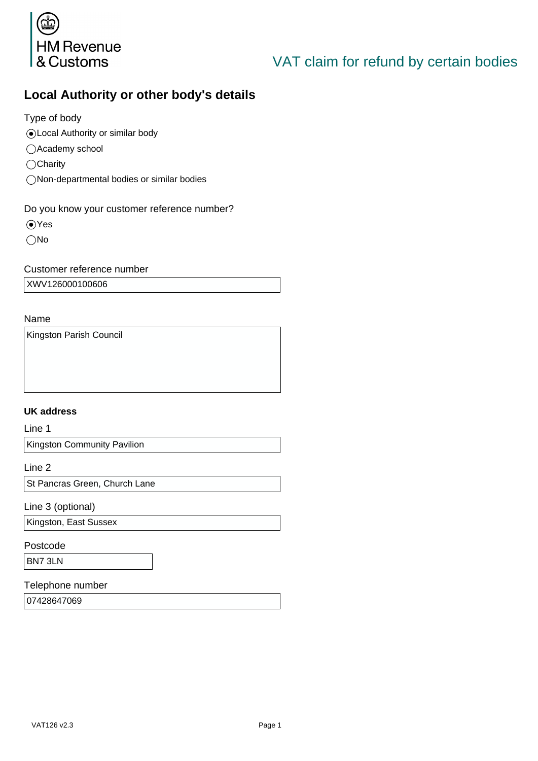HM Revenue & Customs

# VAT claim for refund by certain bodies

## Local Authority or other body's details

Type of body

- (●) Local Authority or similar body
- ( ) Academy school
- ( ) Charity
- ( ) Non-departmental bodies or similar bodies

Do you know your customer reference number?

- (●) Yes
- ( ) No

Customer reference number

XWV126000100606

Name

Kingston Parish Council

**UK address**

Line 1

Kingston Community Pavilion

Line 2

St Pancras Green, Church Lane

Line 3 (optional)

Kingston, East Sussex

Postcode

BN7 3LN

Telephone number

07428647069

VAT126 v2.3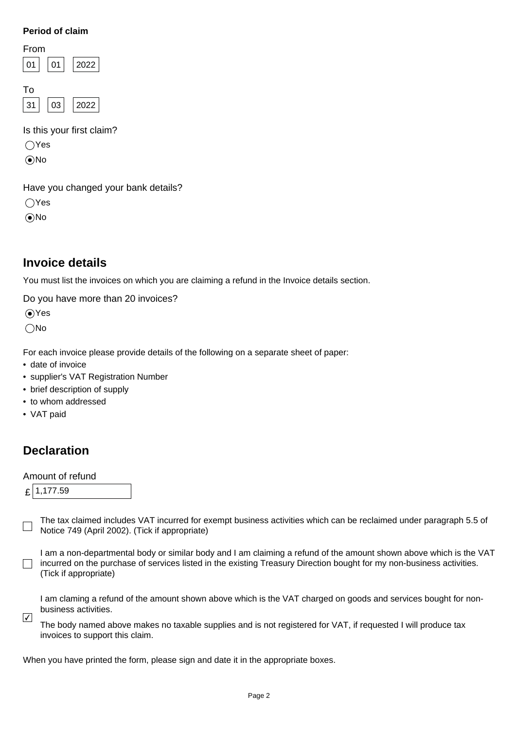**Period of claim**

From

| 01 | 01 | 2022 |
|---|---|---|

To

| 31 | 03 | 2022 |
|---|---|---|

Is this your first claim?

- ◯ Yes
- ◉ No

Have you changed your bank details?

- ◯ Yes
- ◉ No

## Invoice details

You must list the invoices on which you are claiming a refund in the Invoice details section.

Do you have more than 20 invoices?

- ◉ Yes
- ◯ No

For each invoice please provide details of the following on a separate sheet of paper:

- date of invoice
- supplier's VAT Registration Number
- brief description of supply
- to whom addressed
- VAT paid

## Declaration

Amount of refund

£ 1,177.59

☐ The tax claimed includes VAT incurred for exempt business activities which can be reclaimed under paragraph 5.5 of Notice 749 (April 2002). (Tick if appropriate)

☐ I am a non-departmental body or similar body and I am claiming a refund of the amount shown above which is the VAT incurred on the purchase of services listed in the existing Treasury Direction bought for my non-business activities. (Tick if appropriate)

☑ I am claming a refund of the amount shown above which is the VAT charged on goods and services bought for non-business activities.

The body named above makes no taxable supplies and is not registered for VAT, if requested I will produce tax invoices to support this claim.

When you have printed the form, please sign and date it in the appropriate boxes.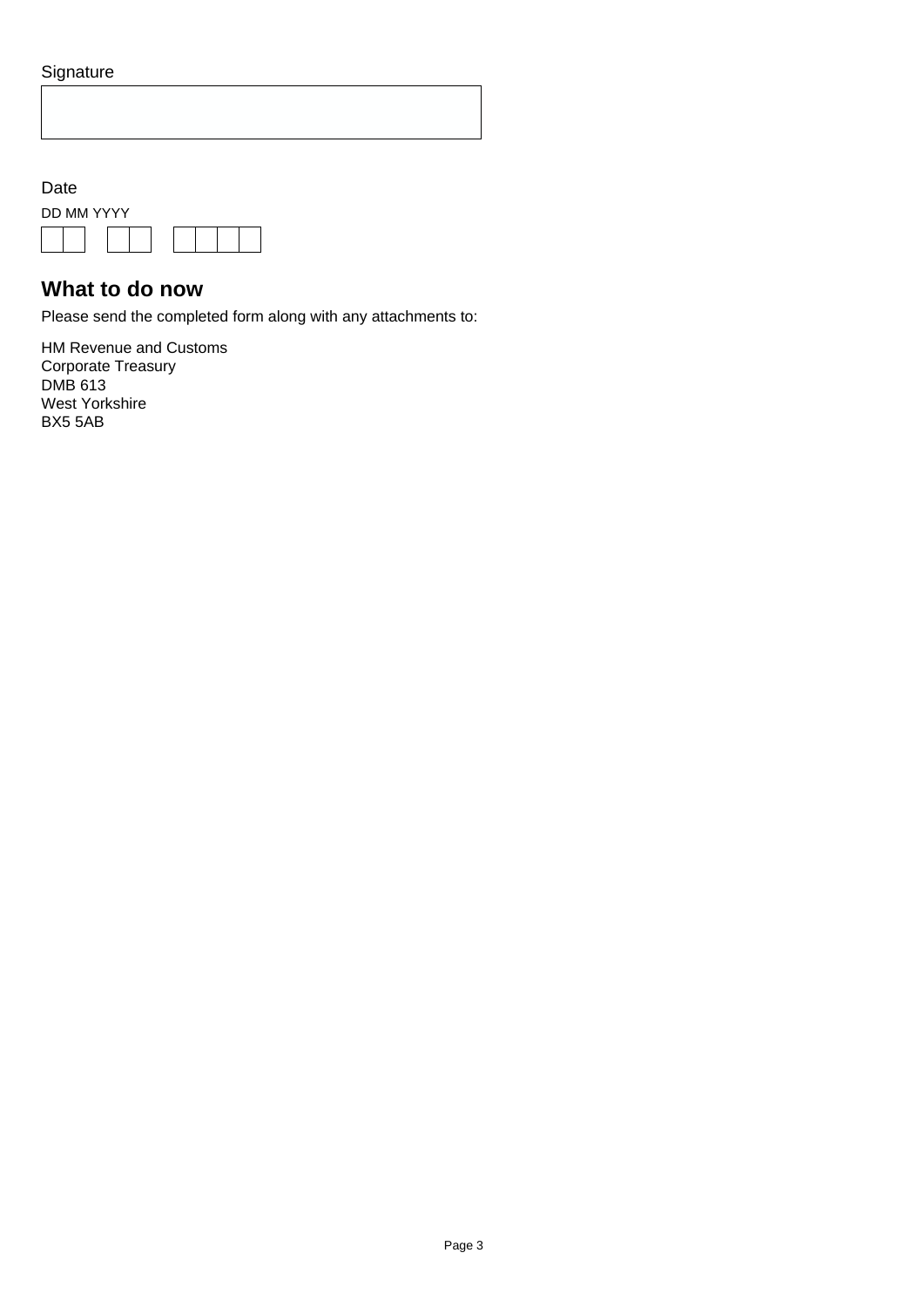Signature

Date

DD MM YYYY

## What to do now

Please send the completed form along with any attachments to:

HM Revenue and Customs
Corporate Treasury
DMB 613
West Yorkshire
BX5 5AB